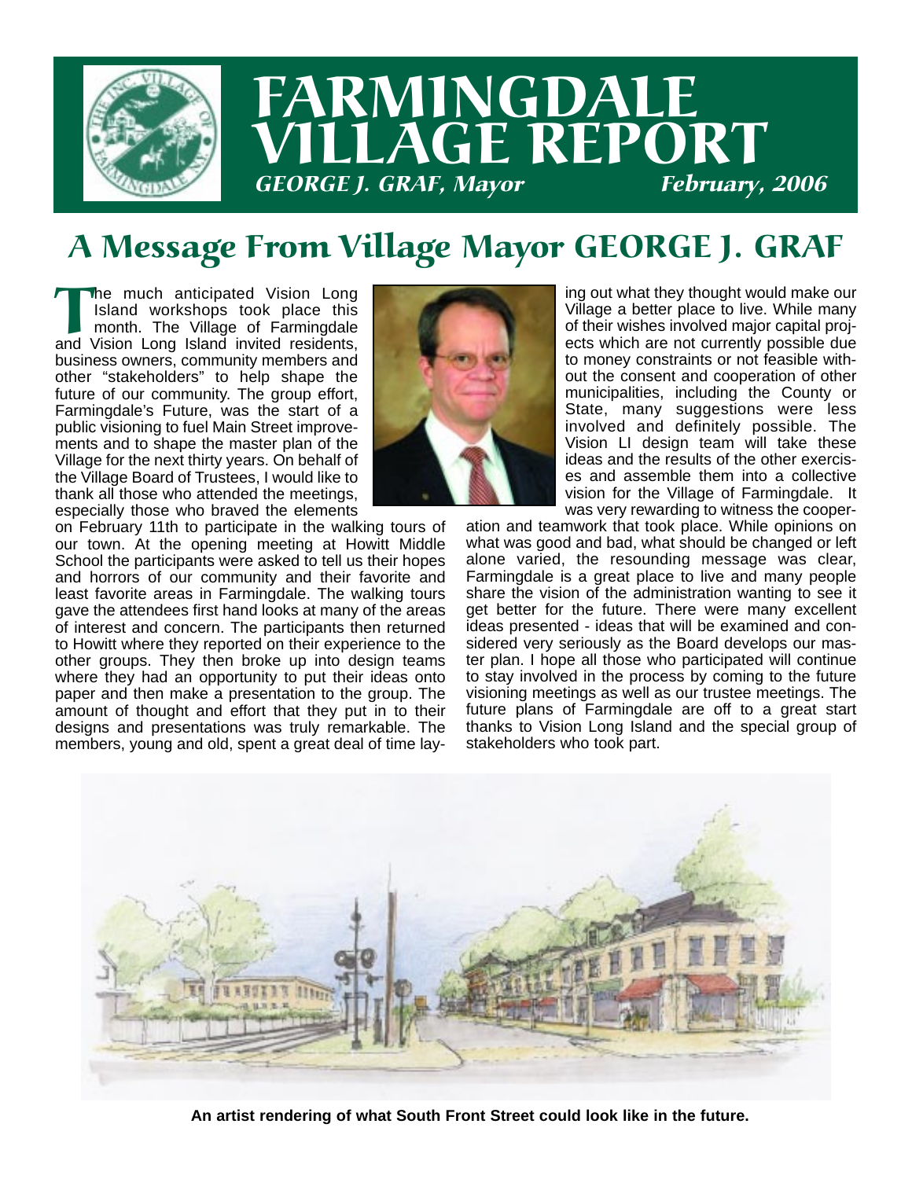# FARMINGDALE VILLAGE REPORT

*GEORGE J. GRAF, Mayor* *February, 2006*

## A Message From Village Mayor GEORGE J. GRAF

The much anticipated Vision Long Island workshops took place this month. The Village of Farmingdale and Vision Long Island invited residents, business owners, community members and other "stakeholders" to help shape the future of our community. The group effort, Farmingdale's Future, was the start of a public visioning to fuel Main Street improvements and to shape the master plan of the Village for the next thirty years. On behalf of the Village Board of Trustees, I would like to thank all those who attended the meetings, especially those who braved the elements on February 11th to participate in the walking tours of our town. At the opening meeting at Howitt Middle School the participants were asked to tell us their hopes and horrors of our community and their favorite and least favorite areas in Farmingdale. The walking tours gave the attendees first hand looks at many of the areas of interest and concern. The participants then returned to Howitt where they reported on their experience to the other groups. They then broke up into design teams where they had an opportunity to put their ideas onto paper and then make a presentation to the group. The amount of thought and effort that they put in to their designs and presentations was truly remarkable. The members, young and old, spent a great deal of time laying out what they thought would make our Village a better place to live. While many of their wishes involved major capital projects which are not currently possible due to money constraints or not feasible without the consent and cooperation of other municipalities, including the County or State, many suggestions were less involved and definitely possible. The Vision LI design team will take these ideas and the results of the other exercises and assemble them into a collective vision for the Village of Farmingdale. It was very rewarding to witness the cooperation and teamwork that took place. While opinions on what was good and bad, what should be changed or left alone varied, the resounding message was clear, Farmingdale is a great place to live and many people share the vision of the administration wanting to see it get better for the future. There were many excellent ideas presented - ideas that will be examined and considered very seriously as the Board develops our master plan. I hope all those who participated will continue to stay involved in the process by coming to the future visioning meetings as well as our trustee meetings. The future plans of Farmingdale are off to a great start thanks to Vision Long Island and the special group of stakeholders who took part.

**An artist rendering of what South Front Street could look like in the future.**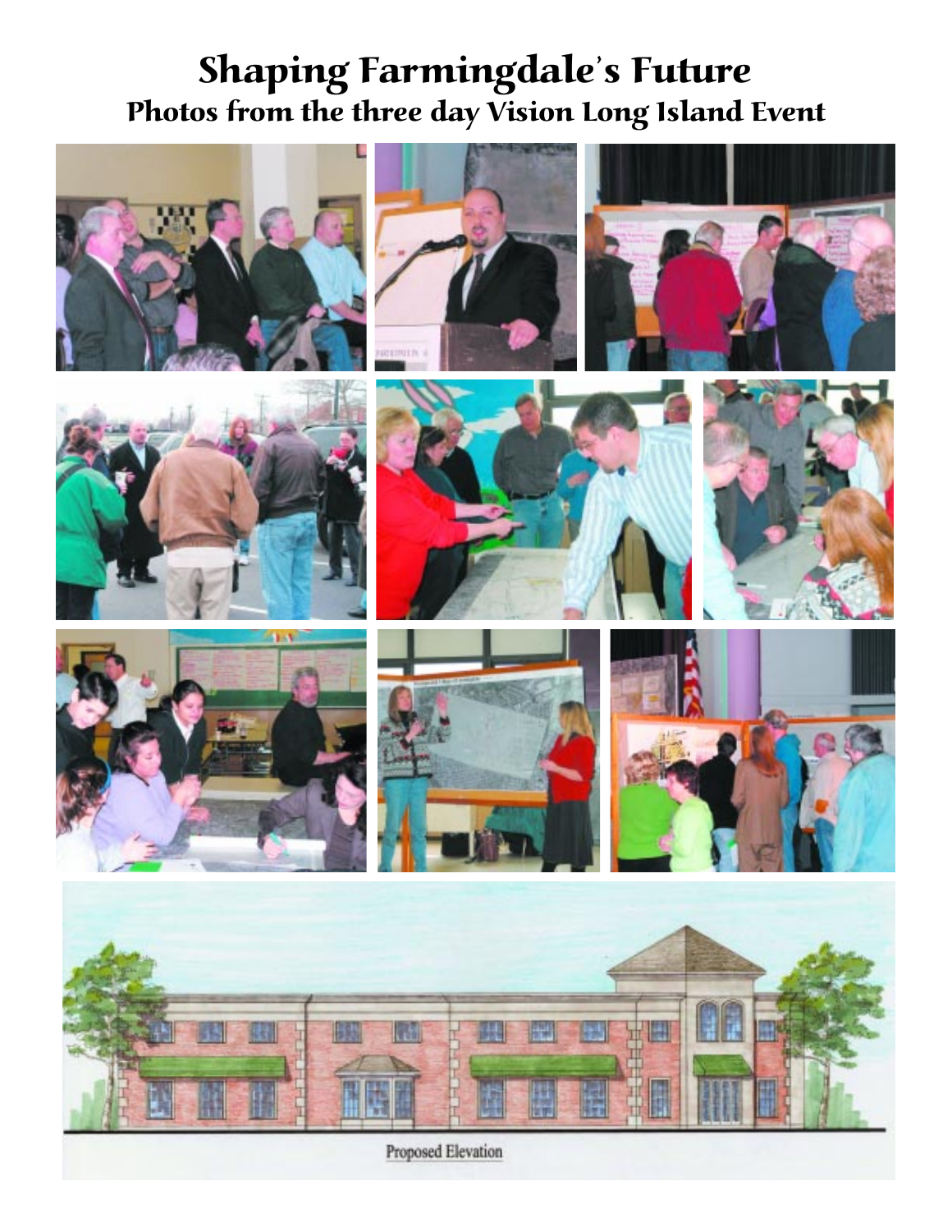# Shaping Farmingdale's Future

## Photos from the three day Vision Long Island Event

Proposed Elevation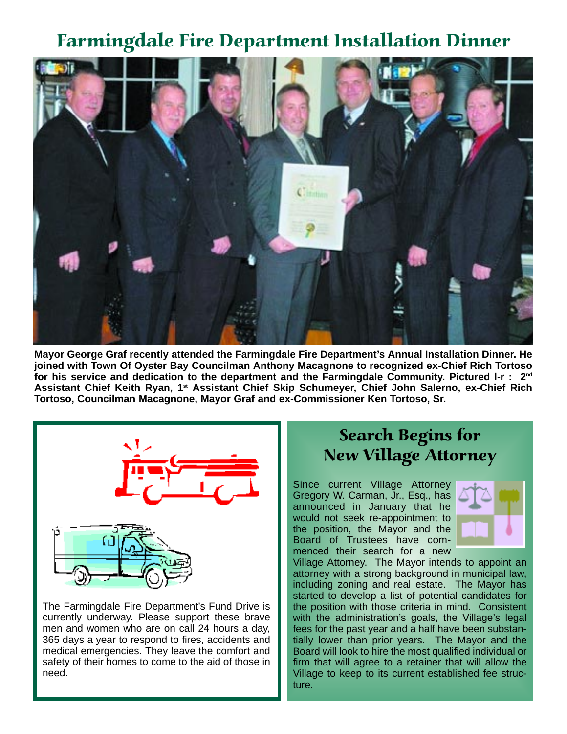# Farmingdale Fire Department Installation Dinner

**Mayor George Graf recently attended the Farmingdale Fire Department's Annual Installation Dinner. He joined with Town Of Oyster Bay Councilman Anthony Macagnone to recognized ex-Chief Rich Tortoso for his service and dedication to the department and the Farmingdale Community. Pictured l-r : 2nd Assistant Chief Keith Ryan, 1st Assistant Chief Skip Schumeyer, Chief John Salerno, ex-Chief Rich Tortoso, Councilman Macagnone, Mayor Graf and ex-Commissioner Ken Tortoso, Sr.**

The Farmingdale Fire Department's Fund Drive is currently underway. Please support these brave men and women who are on call 24 hours a day, 365 days a year to respond to fires, accidents and medical emergencies. They leave the comfort and safety of their homes to come to the aid of those in need.

## Search Begins for New Village Attorney

Since current Village Attorney Gregory W. Carman, Jr., Esq., has announced in January that he would not seek re-appointment to the position, the Mayor and the Board of Trustees have commenced their search for a new Village Attorney. The Mayor intends to appoint an attorney with a strong background in municipal law, including zoning and real estate. The Mayor has started to develop a list of potential candidates for the position with those criteria in mind. Consistent with the administration's goals, the Village's legal fees for the past year and a half have been substantially lower than prior years. The Mayor and the Board will look to hire the most qualified individual or firm that will agree to a retainer that will allow the Village to keep to its current established fee structure.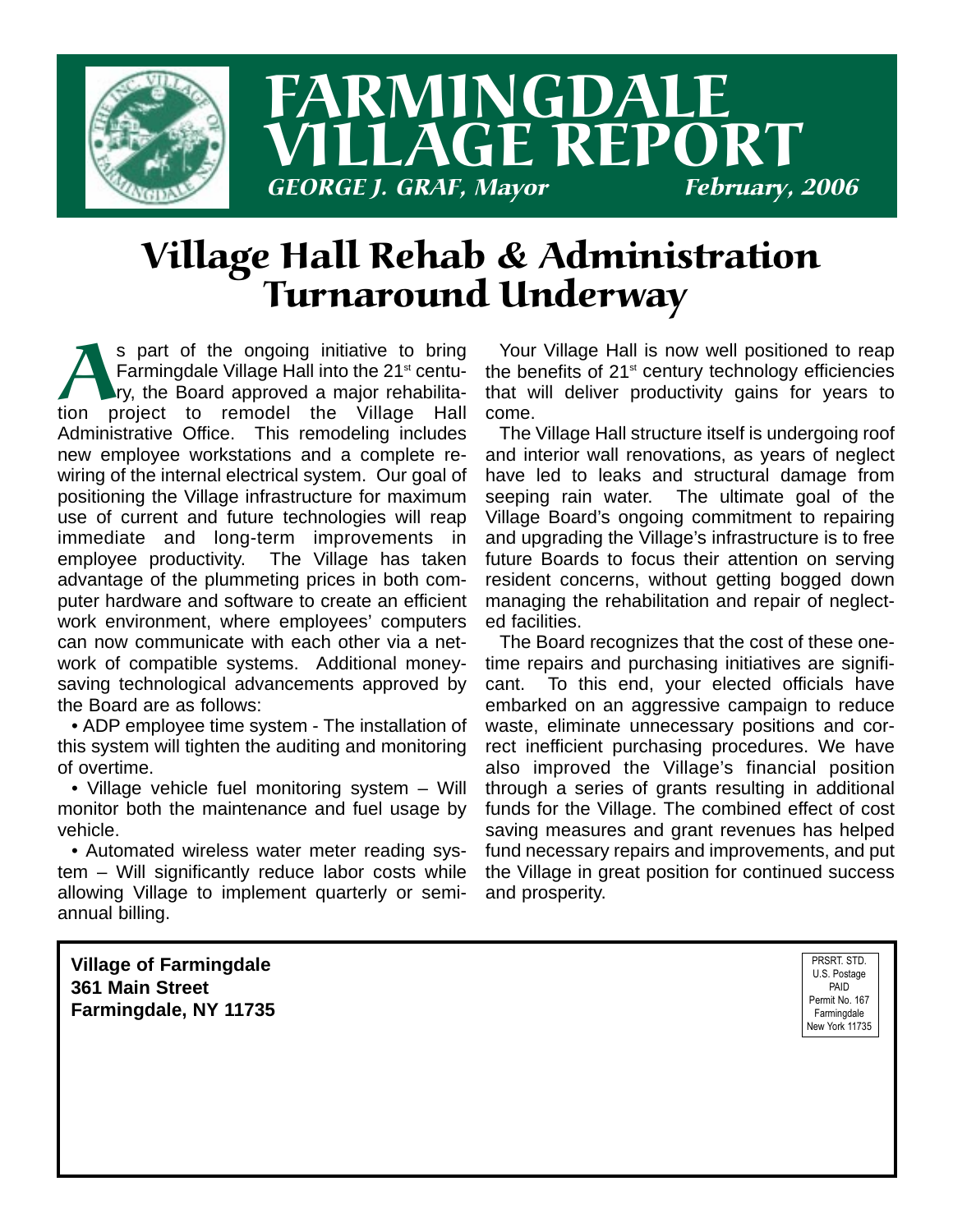# FARMINGDALE VILLAGE REPORT

*GEORGE J. GRAF, Mayor* *February, 2006*

## Village Hall Rehab & Administration Turnaround Underway

As part of the ongoing initiative to bring Farmingdale Village Hall into the 21st century, the Board approved a major rehabilitation project to remodel the Village Hall Administrative Office. This remodeling includes new employee workstations and a complete rewiring of the internal electrical system. Our goal of positioning the Village infrastructure for maximum use of current and future technologies will reap immediate and long-term improvements in employee productivity. The Village has taken advantage of the plummeting prices in both computer hardware and software to create an efficient work environment, where employees' computers can now communicate with each other via a network of compatible systems. Additional money-saving technological advancements approved by the Board are as follows:

- ADP employee time system - The installation of this system will tighten the auditing and monitoring of overtime.
- Village vehicle fuel monitoring system – Will monitor both the maintenance and fuel usage by vehicle.
- Automated wireless water meter reading system – Will significantly reduce labor costs while allowing Village to implement quarterly or semi-annual billing.

Your Village Hall is now well positioned to reap the benefits of 21st century technology efficiencies that will deliver productivity gains for years to come.

The Village Hall structure itself is undergoing roof and interior wall renovations, as years of neglect have led to leaks and structural damage from seeping rain water. The ultimate goal of the Village Board's ongoing commitment to repairing and upgrading the Village's infrastructure is to free future Boards to focus their attention on serving resident concerns, without getting bogged down managing the rehabilitation and repair of neglected facilities.

The Board recognizes that the cost of these one-time repairs and purchasing initiatives are significant. To this end, your elected officials have embarked on an aggressive campaign to reduce waste, eliminate unnecessary positions and correct inefficient purchasing procedures. We have also improved the Village's financial position through a series of grants resulting in additional funds for the Village. The combined effect of cost saving measures and grant revenues has helped fund necessary repairs and improvements, and put the Village in great position for continued success and prosperity.

**Village of Farmingdale**
**361 Main Street**
**Farmingdale, NY 11735**

PRSRT. STD.
U.S. Postage
PAID
Permit No. 167
Farmingdale
New York 11735